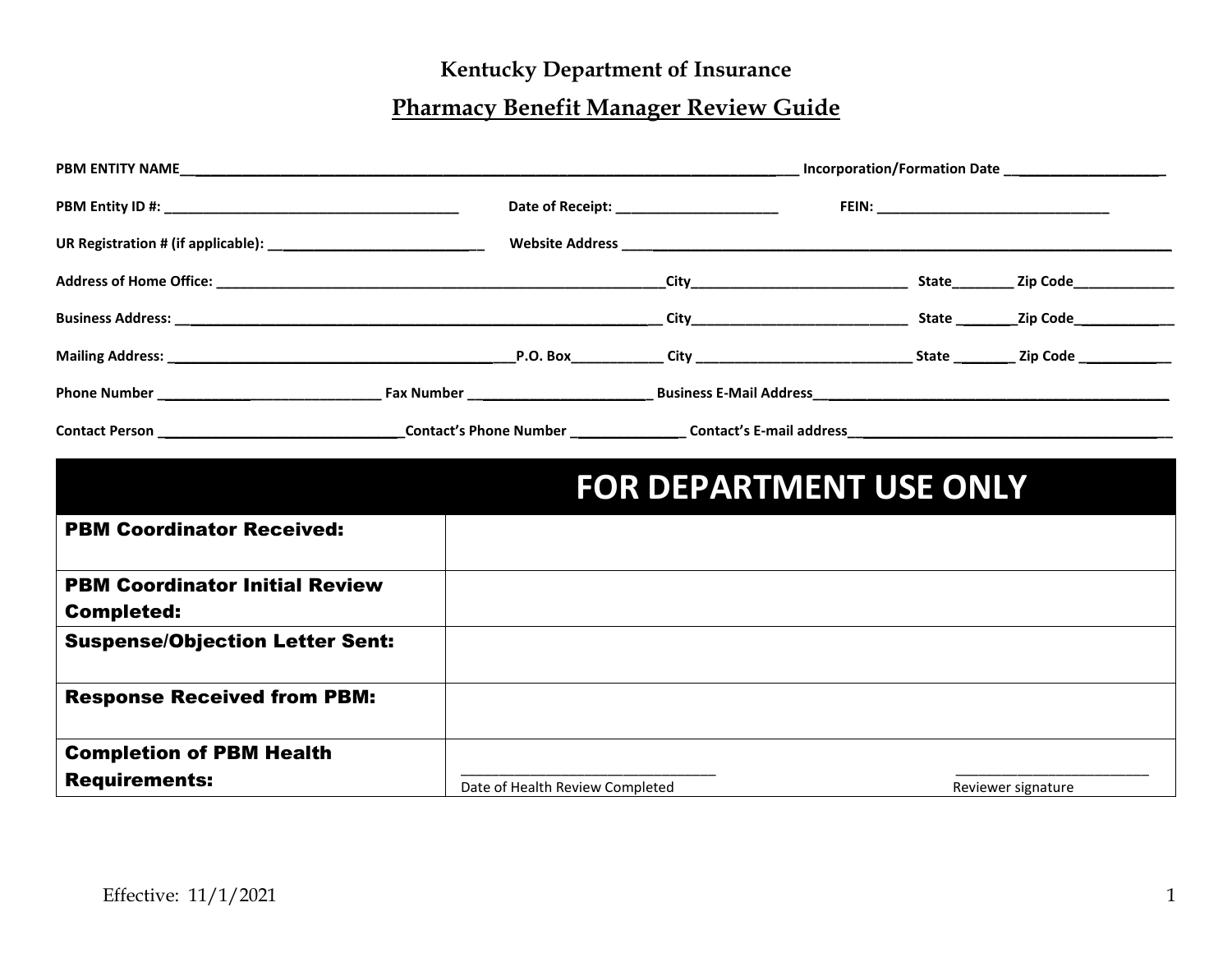**Kentucky Department of Insurance**

# Pharmacy Benefit Manager Review Guide

**PBM ENTITY NAME**\_\_\_\_\_\_\_\_\_\_\_\_\_\_\_\_\_\_\_\_\_\_\_\_\_\_\_\_\_\_\_\_\_\_\_\_\_\_\_\_ **Incorporation/Formation Date** \_\_\_\_\_\_\_\_\_\_\_\_\_\_\_\_\_\_\_\_

**PBM Entity ID #:** \_\_\_\_\_\_\_\_\_\_\_\_\_\_\_\_\_\_\_\_\_\_\_\_\_\_ **Date of Receipt:** \_\_\_\_\_\_\_\_\_\_\_\_\_\_\_\_\_\_\_\_ **FEIN:** \_\_\_\_\_\_\_\_\_\_\_\_\_\_\_\_\_\_\_\_\_\_\_\_\_\_

**UR Registration # (if applicable):** \_\_\_\_\_\_\_\_\_\_\_\_\_\_\_\_\_\_\_\_\_\_\_\_\_\_ **Website Address** \_\_\_\_\_\_\_\_\_\_\_\_\_\_\_\_\_\_\_\_\_\_\_\_\_\_\_\_\_\_\_\_\_\_\_\_\_\_\_\_

**Address of Home Office:** \_\_\_\_\_\_\_\_\_\_\_\_\_\_\_\_\_\_\_\_\_\_\_\_\_\_\_\_\_\_\_\_\_\_\_\_ **City**\_\_\_\_\_\_\_\_\_\_\_\_\_\_\_\_\_\_\_\_\_\_\_\_ **State**\_\_\_\_\_\_\_\_ **Zip Code**\_\_\_\_\_\_\_\_\_\_\_\_

**Business Address:** \_\_\_\_\_\_\_\_\_\_\_\_\_\_\_\_\_\_\_\_\_\_\_\_\_\_\_\_\_\_\_\_\_\_\_\_ **City**\_\_\_\_\_\_\_\_\_\_\_\_\_\_\_\_\_\_\_\_\_\_\_\_ **State** \_\_\_\_\_\_\_\_ **Zip Code**\_\_\_\_\_\_\_\_\_\_\_\_

**Mailing Address:** \_\_\_\_\_\_\_\_\_\_\_\_\_\_\_\_\_\_\_\_\_\_\_\_\_\_\_\_ **P.O. Box**\_\_\_\_\_\_\_\_\_\_\_\_ **City** \_\_\_\_\_\_\_\_\_\_\_\_\_\_\_\_\_\_\_\_\_\_\_\_ **State** \_\_\_\_\_\_\_\_ **Zip Code** \_\_\_\_\_\_\_\_\_\_\_\_

**Phone Number** \_\_\_\_\_\_\_\_\_\_\_\_\_\_\_\_\_\_\_\_\_\_\_\_ **Fax Number** \_\_\_\_\_\_\_\_\_\_\_\_\_\_\_\_\_\_\_\_\_\_\_\_ **Business E-Mail Address**\_\_\_\_\_\_\_\_\_\_\_\_\_\_\_\_\_\_\_\_\_\_\_\_\_\_\_\_\_\_\_\_\_\_\_\_

**Contact Person** \_\_\_\_\_\_\_\_\_\_\_\_\_\_\_\_\_\_\_\_\_\_\_\_ **Contact's Phone Number** \_\_\_\_\_\_\_\_\_\_\_\_\_\_ **Contact's E-mail address**\_\_\_\_\_\_\_\_\_\_\_\_\_\_\_\_\_\_\_\_\_\_\_\_\_\_\_\_\_\_\_\_\_\_\_\_

| | FOR DEPARTMENT USE ONLY | |
|---|---|---|
| **PBM Coordinator Received:** | | |
| **PBM Coordinator Initial Review Completed:** | | |
| **Suspense/Objection Letter Sent:** | | |
| **Response Received from PBM:** | | |
| **Completion of PBM Health Requirements:** | \_\_\_\_\_\_\_\_\_\_\_\_\_\_\_\_\_\_\_\_\_\_\_\_<br>Date of Health Review Completed | \_\_\_\_\_\_\_\_\_\_\_\_\_\_\_\_\_\_\_\_\_\_\_\_<br>Reviewer signature |

Effective: 11/1/2021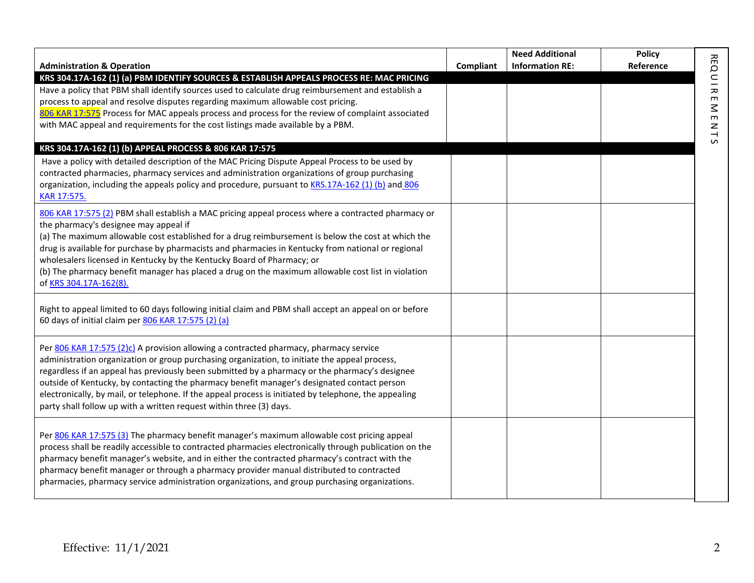| Administration & Operation | Compliant | Need Additional Information RE: | Policy Reference |
|---|---|---|---|
| **KRS 304.17A-162 (1) (a) PBM IDENTIFY SOURCES & ESTABLISH APPEALS PROCESS RE: MAC PRICING** | | | |
| Have a policy that PBM shall identify sources used to calculate drug reimbursement and establish a process to appeal and resolve disputes regarding maximum allowable cost pricing. 806 KAR 17:575 Process for MAC appeals process and process for the review of complaint associated with MAC appeal and requirements for the cost listings made available by a PBM. | | | |
| **KRS 304.17A-162 (1) (b) APPEAL PROCESS & 806 KAR 17:575** | | | |
| Have a policy with detailed description of the MAC Pricing Dispute Appeal Process to be used by contracted pharmacies, pharmacy services and administration organizations of group purchasing organization, including the appeals policy and procedure, pursuant to KRS.17A-162 (1) (b) and 806 KAR 17:575. | | | |
| 806 KAR 17:575 (2) PBM shall establish a MAC pricing appeal process where a contracted pharmacy or the pharmacy's designee may appeal if<br>(a) The maximum allowable cost established for a drug reimbursement is below the cost at which the drug is available for purchase by pharmacists and pharmacies in Kentucky from national or regional wholesalers licensed in Kentucky by the Kentucky Board of Pharmacy; or<br>(b) The pharmacy benefit manager has placed a drug on the maximum allowable cost list in violation of KRS 304.17A-162(8). | | | |
| Right to appeal limited to 60 days following initial claim and PBM shall accept an appeal on or before 60 days of initial claim per 806 KAR 17:575 (2) (a) | | | |
| Per 806 KAR 17:575 (2)c) A provision allowing a contracted pharmacy, pharmacy service administration organization or group purchasing organization, to initiate the appeal process, regardless if an appeal has previously been submitted by a pharmacy or the pharmacy's designee outside of Kentucky, by contacting the pharmacy benefit manager's designated contact person electronically, by mail, or telephone. If the appeal process is initiated by telephone, the appealing party shall follow up with a written request within three (3) days. | | | |
| Per 806 KAR 17:575 (3) The pharmacy benefit manager's maximum allowable cost pricing appeal process shall be readily accessible to contracted pharmacies electronically through publication on the pharmacy benefit manager's website, and in either the contracted pharmacy's contract with the pharmacy benefit manager or through a pharmacy provider manual distributed to contracted pharmacies, pharmacy service administration organizations, and group purchasing organizations. | | | |

REQUIREMENTS

Effective: 11/1/2021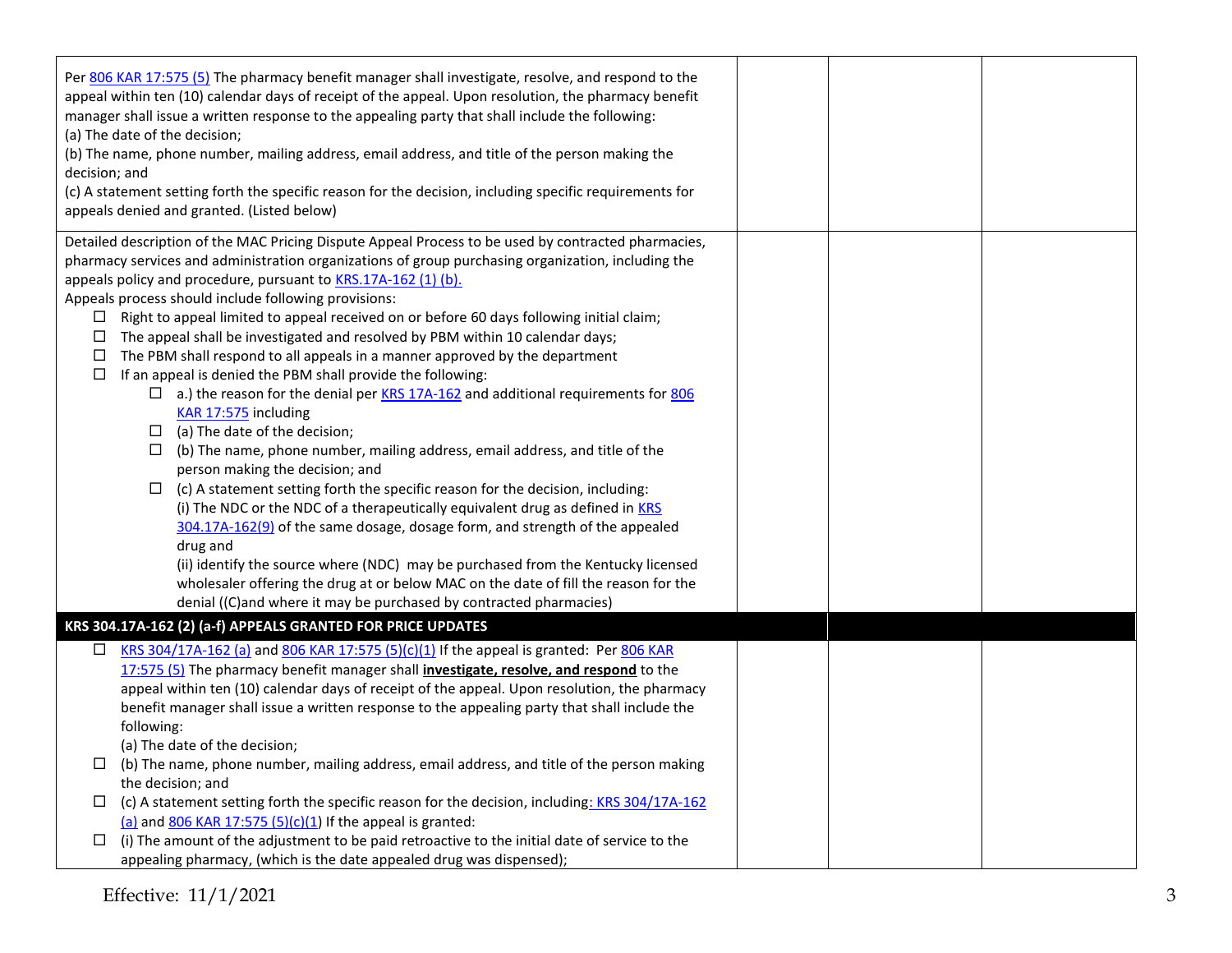| | | | |
|---|---|---|---|
| Per [806 KAR 17:575 (5)](#) The pharmacy benefit manager shall investigate, resolve, and respond to the appeal within ten (10) calendar days of receipt of the appeal. Upon resolution, the pharmacy benefit manager shall issue a written response to the appealing party that shall include the following:<br>(a) The date of the decision;<br>(b) The name, phone number, mailing address, email address, and title of the person making the decision; and<br>(c) A statement setting forth the specific reason for the decision, including specific requirements for appeals denied and granted. (Listed below) | | | |
| Detailed description of the MAC Pricing Dispute Appeal Process to be used by contracted pharmacies, pharmacy services and administration organizations of group purchasing organization, including the appeals policy and procedure, pursuant to [KRS.17A-162 (1) (b).](#)<br>Appeals process should include following provisions:<br>☐ Right to appeal limited to appeal received on or before 60 days following initial claim;<br>☐ The appeal shall be investigated and resolved by PBM within 10 calendar days;<br>☐ The PBM shall respond to all appeals in a manner approved by the department<br>☐ If an appeal is denied the PBM shall provide the following:<br>&nbsp;&nbsp;&nbsp;&nbsp;☐ a.) the reason for the denial per [KRS 17A-162](#) and additional requirements for [806 KAR 17:575](#) including<br>&nbsp;&nbsp;&nbsp;&nbsp;☐ (a) The date of the decision;<br>&nbsp;&nbsp;&nbsp;&nbsp;☐ (b) The name, phone number, mailing address, email address, and title of the person making the decision; and<br>&nbsp;&nbsp;&nbsp;&nbsp;☐ (c) A statement setting forth the specific reason for the decision, including:<br>&nbsp;&nbsp;&nbsp;&nbsp;(i) The NDC or the NDC of a therapeutically equivalent drug as defined in [KRS 304.17A-162(9)](#) of the same dosage, dosage form, and strength of the appealed drug and<br>&nbsp;&nbsp;&nbsp;&nbsp;(ii) identify the source where (NDC) may be purchased from the Kentucky licensed wholesaler offering the drug at or below MAC on the date of fill the reason for the denial ((C)and where it may be purchased by contracted pharmacies) | | | |
| **KRS 304.17A-162 (2) (a-f) APPEALS GRANTED FOR PRICE UPDATES** | | | |
| ☐ [KRS 304/17A-162 (a)](#) and [806 KAR 17:575 (5)(c)(1)](#) If the appeal is granted: Per [806 KAR 17:575 (5)](#) The pharmacy benefit manager shall **investigate, resolve, and respond** to the appeal within ten (10) calendar days of receipt of the appeal. Upon resolution, the pharmacy benefit manager shall issue a written response to the appealing party that shall include the following:<br>(a) The date of the decision;<br>☐ (b) The name, phone number, mailing address, email address, and title of the person making the decision; and<br>☐ (c) A statement setting forth the specific reason for the decision, including[: KRS 304/17A-162 (a)](#) and [806 KAR 17:575 (5)(c)(1)](#) If the appeal is granted:<br>☐ (i) The amount of the adjustment to be paid retroactive to the initial date of service to the appealing pharmacy, (which is the date appealed drug was dispensed); | | | |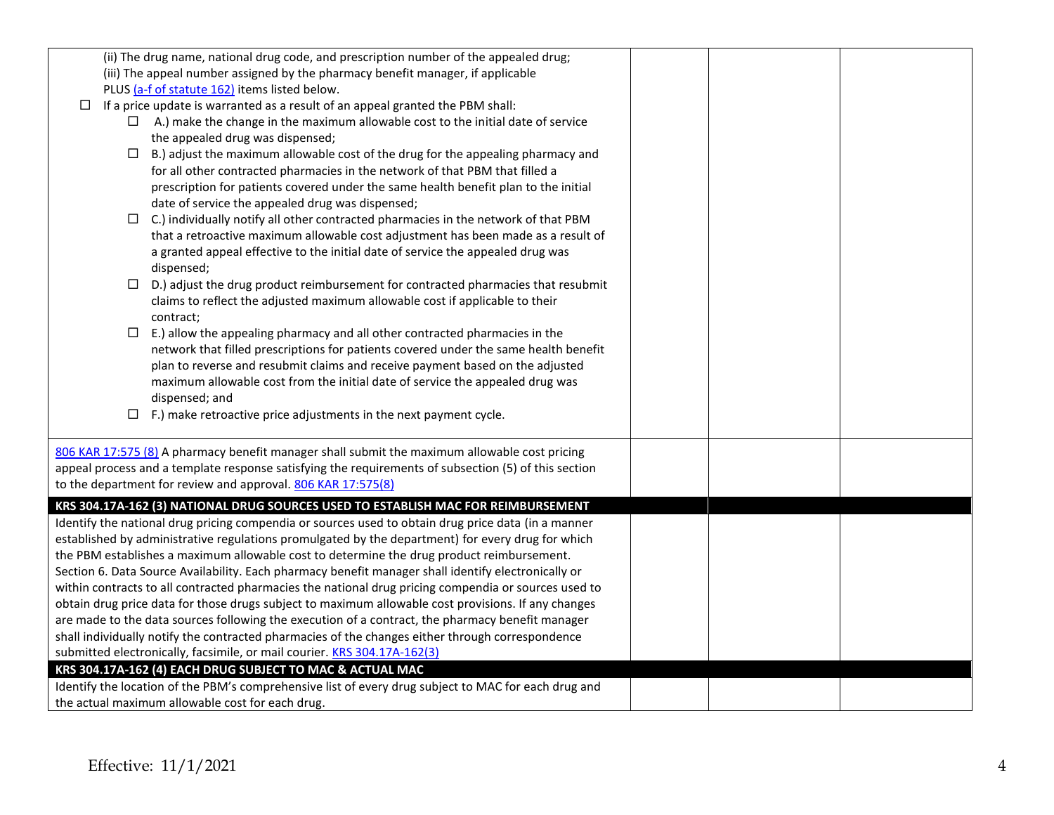| | | | |
|---|---|---|---|
| (ii) The drug name, national drug code, and prescription number of the appealed drug;<br>(iii) The appeal number assigned by the pharmacy benefit manager, if applicable<br>PLUS [(a-f of statute 162)] items listed below.<br>☐ If a price update is warranted as a result of an appeal granted the PBM shall:<br>☐ A.) make the change in the maximum allowable cost to the initial date of service the appealed drug was dispensed;<br>☐ B.) adjust the maximum allowable cost of the drug for the appealing pharmacy and for all other contracted pharmacies in the network of that PBM that filled a prescription for patients covered under the same health benefit plan to the initial date of service the appealed drug was dispensed;<br>☐ C.) individually notify all other contracted pharmacies in the network of that PBM that a retroactive maximum allowable cost adjustment has been made as a result of a granted appeal effective to the initial date of service the appealed drug was dispensed;<br>☐ D.) adjust the drug product reimbursement for contracted pharmacies that resubmit claims to reflect the adjusted maximum allowable cost if applicable to their contract;<br>☐ E.) allow the appealing pharmacy and all other contracted pharmacies in the network that filled prescriptions for patients covered under the same health benefit plan to reverse and resubmit claims and receive payment based on the adjusted maximum allowable cost from the initial date of service the appealed drug was dispensed; and<br>☐ F.) make retroactive price adjustments in the next payment cycle. | | | |
| 806 KAR 17:575 (8) A pharmacy benefit manager shall submit the maximum allowable cost pricing appeal process and a template response satisfying the requirements of subsection (5) of this section to the department for review and approval. 806 KAR 17:575(8) | | | |
| **KRS 304.17A-162 (3) NATIONAL DRUG SOURCES USED TO ESTABLISH MAC FOR REIMBURSEMENT** | | | |
| Identify the national drug pricing compendia or sources used to obtain drug price data (in a manner established by administrative regulations promulgated by the department) for every drug for which the PBM establishes a maximum allowable cost to determine the drug product reimbursement. Section 6. Data Source Availability. Each pharmacy benefit manager shall identify electronically or within contracts to all contracted pharmacies the national drug pricing compendia or sources used to obtain drug price data for those drugs subject to maximum allowable cost provisions. If any changes are made to the data sources following the execution of a contract, the pharmacy benefit manager shall individually notify the contracted pharmacies of the changes either through correspondence submitted electronically, facsimile, or mail courier. KRS 304.17A-162(3) | | | |
| **KRS 304.17A-162 (4) EACH DRUG SUBJECT TO MAC & ACTUAL MAC** | | | |
| Identify the location of the PBM's comprehensive list of every drug subject to MAC for each drug and the actual maximum allowable cost for each drug. | | | |

Effective: 11/1/2021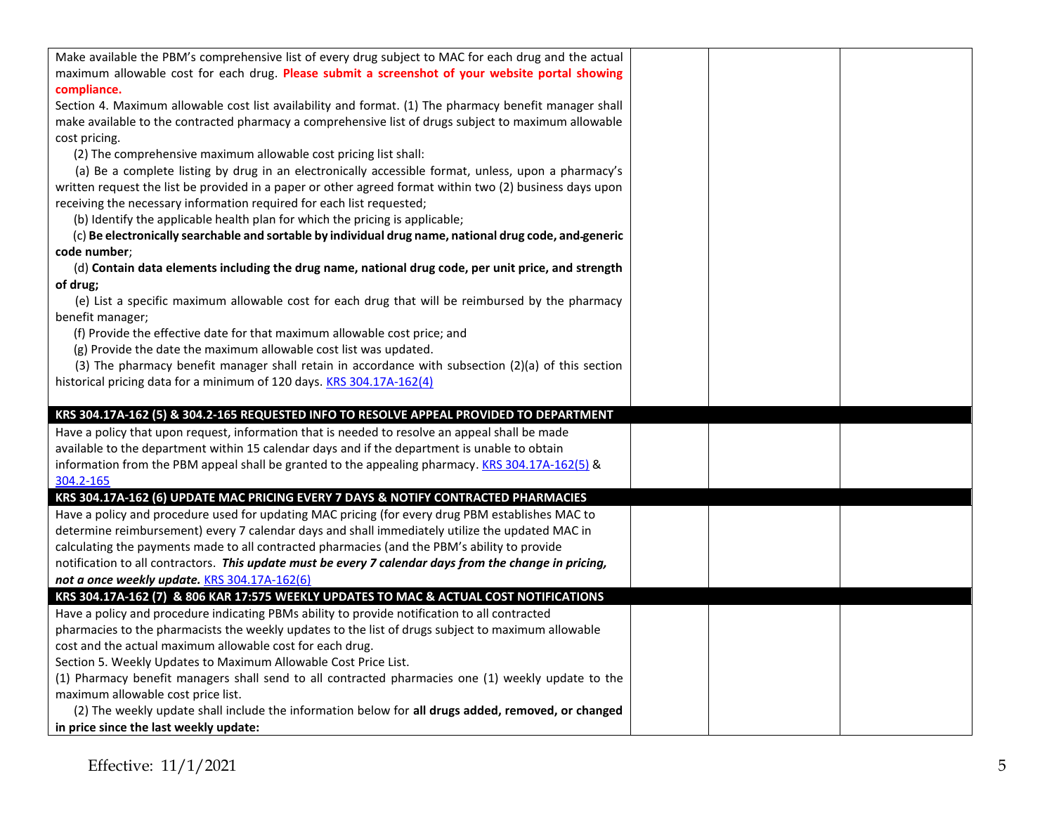| | | | |
|---|---|---|---|
| Make available the PBM's comprehensive list of every drug subject to MAC for each drug and the actual maximum allowable cost for each drug. **Please submit a screenshot of your website portal showing compliance.**<br>Section 4. Maximum allowable cost list availability and format. (1) The pharmacy benefit manager shall make available to the contracted pharmacy a comprehensive list of drugs subject to maximum allowable cost pricing.<br>(2) The comprehensive maximum allowable cost pricing list shall:<br>(a) Be a complete listing by drug in an electronically accessible format, unless, upon a pharmacy's written request the list be provided in a paper or other agreed format within two (2) business days upon receiving the necessary information required for each list requested;<br>(b) Identify the applicable health plan for which the pricing is applicable;<br>(c) **Be electronically searchable and sortable by individual drug name, national drug code, and generic code number**;<br>(d) **Contain data elements including the drug name, national drug code, per unit price, and strength of drug;**<br>(e) List a specific maximum allowable cost for each drug that will be reimbursed by the pharmacy benefit manager;<br>(f) Provide the effective date for that maximum allowable cost price; and<br>(g) Provide the date the maximum allowable cost list was updated.<br>(3) The pharmacy benefit manager shall retain in accordance with subsection (2)(a) of this section historical pricing data for a minimum of 120 days. KRS 304.17A-162(4) | | | |
| **KRS 304.17A-162 (5) & 304.2-165 REQUESTED INFO TO RESOLVE APPEAL PROVIDED TO DEPARTMENT** | | | |
| Have a policy that upon request, information that is needed to resolve an appeal shall be made available to the department within 15 calendar days and if the department is unable to obtain information from the PBM appeal shall be granted to the appealing pharmacy. KRS 304.17A-162(5) & 304.2-165 | | | |
| **KRS 304.17A-162 (6) UPDATE MAC PRICING EVERY 7 DAYS & NOTIFY CONTRACTED PHARMACIES** | | | |
| Have a policy and procedure used for updating MAC pricing (for every drug PBM establishes MAC to determine reimbursement) every 7 calendar days and shall immediately utilize the updated MAC in calculating the payments made to all contracted pharmacies (and the PBM's ability to provide notification to all contractors. ***This update must be every 7 calendar days from the change in pricing, not a once weekly update.*** KRS 304.17A-162(6) | | | |
| **KRS 304.17A-162 (7) & 806 KAR 17:575 WEEKLY UPDATES TO MAC & ACTUAL COST NOTIFICATIONS** | | | |
| Have a policy and procedure indicating PBMs ability to provide notification to all contracted pharmacies to the pharmacists the weekly updates to the list of drugs subject to maximum allowable cost and the actual maximum allowable cost for each drug.<br>Section 5. Weekly Updates to Maximum Allowable Cost Price List.<br>(1) Pharmacy benefit managers shall send to all contracted pharmacies one (1) weekly update to the maximum allowable cost price list.<br>(2) The weekly update shall include the information below for **all drugs added, removed, or changed in price since the last weekly update:** | | | |

Effective: 11/1/2021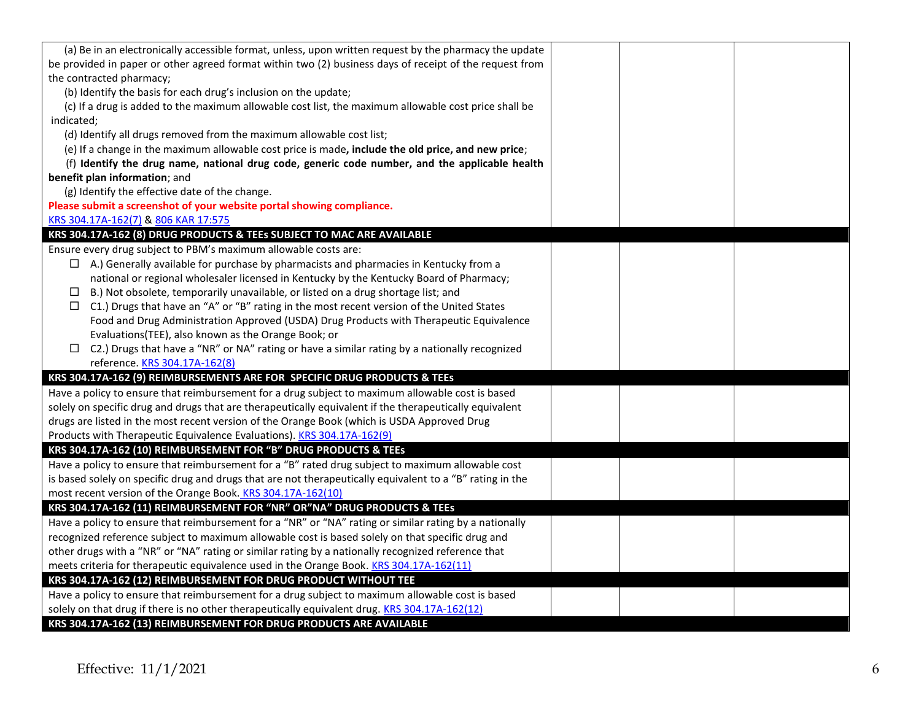| | | | |
|---|---|---|---|
| (a) Be in an electronically accessible format, unless, upon written request by the pharmacy the update be provided in paper or other agreed format within two (2) business days of receipt of the request from the contracted pharmacy;<br>(b) Identify the basis for each drug's inclusion on the update;<br>(c) If a drug is added to the maximum allowable cost list, the maximum allowable cost price shall be indicated;<br>(d) Identify all drugs removed from the maximum allowable cost list;<br>(e) If a change in the maximum allowable cost price is made**, include the old price, and new price**;<br>(f) **Identify the drug name, national drug code, generic code number, and the applicable health benefit plan information**; and<br>(g) Identify the effective date of the change.<br>**Please submit a screenshot of your website portal showing compliance.**<br>KRS 304.17A-162(7) & 806 KAR 17:575 | | | |
| **KRS 304.17A-162 (8) DRUG PRODUCTS & TEEs SUBJECT TO MAC ARE AVAILABLE** | | | |
| Ensure every drug subject to PBM's maximum allowable costs are:<br>☐ A.) Generally available for purchase by pharmacists and pharmacies in Kentucky from a national or regional wholesaler licensed in Kentucky by the Kentucky Board of Pharmacy;<br>☐ B.) Not obsolete, temporarily unavailable, or listed on a drug shortage list; and<br>☐ C1.) Drugs that have an "A" or "B" rating in the most recent version of the United States Food and Drug Administration Approved (USDA) Drug Products with Therapeutic Equivalence Evaluations(TEE), also known as the Orange Book; or<br>☐ C2.) Drugs that have a "NR" or NA" rating or have a similar rating by a nationally recognized reference. KRS 304.17A-162(8) | | | |
| **KRS 304.17A-162 (9) REIMBURSEMENTS ARE FOR SPECIFIC DRUG PRODUCTS & TEEs** | | | |
| Have a policy to ensure that reimbursement for a drug subject to maximum allowable cost is based solely on specific drug and drugs that are therapeutically equivalent if the therapeutically equivalent drugs are listed in the most recent version of the Orange Book (which is USDA Approved Drug Products with Therapeutic Equivalence Evaluations). KRS 304.17A-162(9) | | | |
| **KRS 304.17A-162 (10) REIMBURSEMENT FOR "B" DRUG PRODUCTS & TEEs** | | | |
| Have a policy to ensure that reimbursement for a "B" rated drug subject to maximum allowable cost is based solely on specific drug and drugs that are not therapeutically equivalent to a "B" rating in the most recent version of the Orange Book. KRS 304.17A-162(10) | | | |
| **KRS 304.17A-162 (11) REIMBURSEMENT FOR "NR" OR"NA" DRUG PRODUCTS & TEEs** | | | |
| Have a policy to ensure that reimbursement for a "NR" or "NA" rating or similar rating by a nationally recognized reference subject to maximum allowable cost is based solely on that specific drug and other drugs with a "NR" or "NA" rating or similar rating by a nationally recognized reference that meets criteria for therapeutic equivalence used in the Orange Book. KRS 304.17A-162(11) | | | |
| **KRS 304.17A-162 (12) REIMBURSEMENT FOR DRUG PRODUCT WITHOUT TEE** | | | |
| Have a policy to ensure that reimbursement for a drug subject to maximum allowable cost is based solely on that drug if there is no other therapeutically equivalent drug. KRS 304.17A-162(12) | | | |
| **KRS 304.17A-162 (13) REIMBURSEMENT FOR DRUG PRODUCTS ARE AVAILABLE** | | | |

Effective: 11/1/2021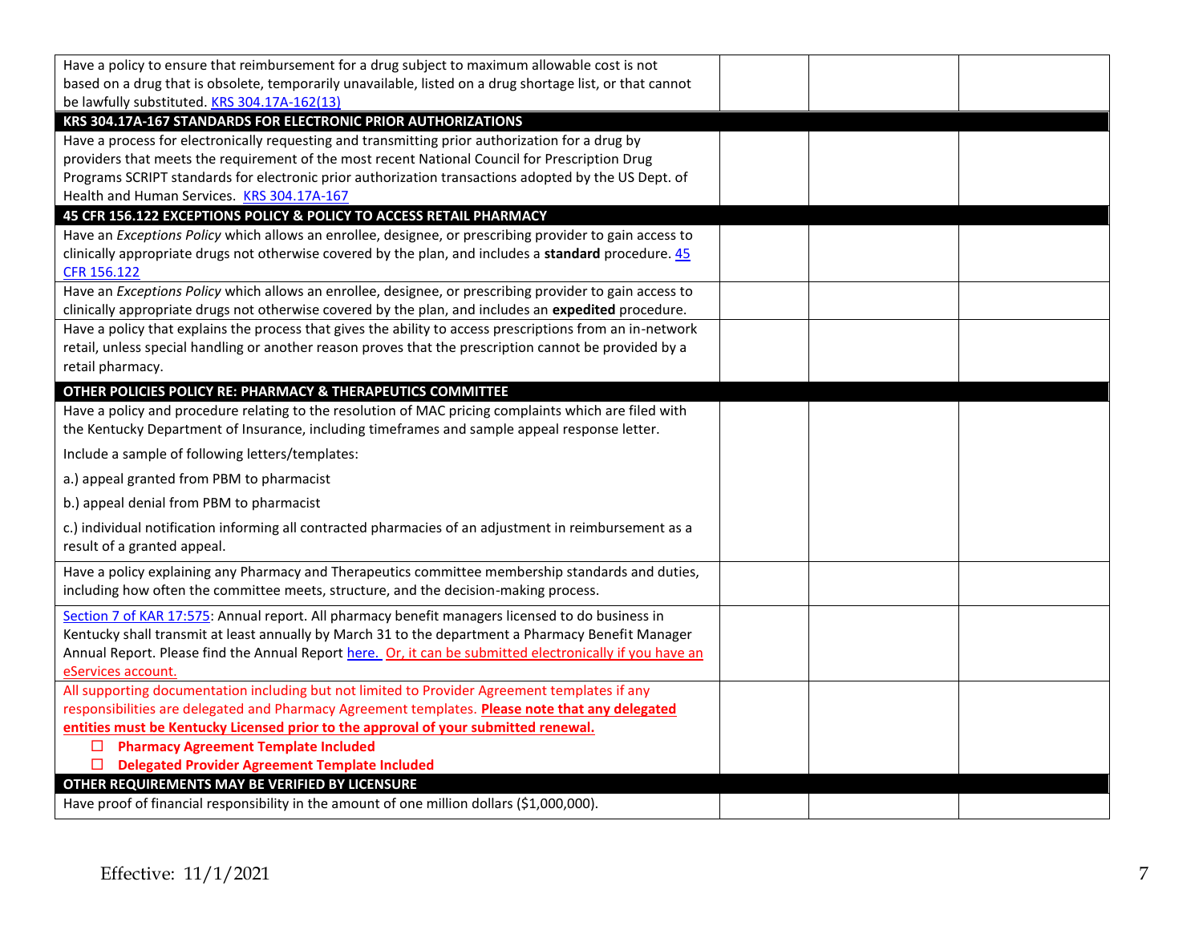| | | | |
|---|---|---|---|
| Have a policy to ensure that reimbursement for a drug subject to maximum allowable cost is not based on a drug that is obsolete, temporarily unavailable, listed on a drug shortage list, or that cannot be lawfully substituted. KRS 304.17A-162(13) | | | |
| **KRS 304.17A-167 STANDARDS FOR ELECTRONIC PRIOR AUTHORIZATIONS** | | | |
| Have a process for electronically requesting and transmitting prior authorization for a drug by providers that meets the requirement of the most recent National Council for Prescription Drug Programs SCRIPT standards for electronic prior authorization transactions adopted by the US Dept. of Health and Human Services. KRS 304.17A-167 | | | |
| **45 CFR 156.122 EXCEPTIONS POLICY & POLICY TO ACCESS RETAIL PHARMACY** | | | |
| Have an *Exceptions Policy* which allows an enrollee, designee, or prescribing provider to gain access to clinically appropriate drugs not otherwise covered by the plan, and includes a **standard** procedure. 45 CFR 156.122 | | | |
| Have an *Exceptions Policy* which allows an enrollee, designee, or prescribing provider to gain access to clinically appropriate drugs not otherwise covered by the plan, and includes an **expedited** procedure. | | | |
| Have a policy that explains the process that gives the ability to access prescriptions from an in-network retail, unless special handling or another reason proves that the prescription cannot be provided by a retail pharmacy. | | | |
| **OTHER POLICIES POLICY RE: PHARMACY & THERAPEUTICS COMMITTEE** | | | |
| Have a policy and procedure relating to the resolution of MAC pricing complaints which are filed with the Kentucky Department of Insurance, including timeframes and sample appeal response letter.<br>Include a sample of following letters/templates:<br>a.) appeal granted from PBM to pharmacist<br>b.) appeal denial from PBM to pharmacist<br>c.) individual notification informing all contracted pharmacies of an adjustment in reimbursement as a result of a granted appeal. | | | |
| Have a policy explaining any Pharmacy and Therapeutics committee membership standards and duties, including how often the committee meets, structure, and the decision-making process. | | | |
| Section 7 of KAR 17:575: Annual report. All pharmacy benefit managers licensed to do business in Kentucky shall transmit at least annually by March 31 to the department a Pharmacy Benefit Manager Annual Report. Please find the Annual Report here. Or, it can be submitted electronically if you have an eServices account. | | | |
| All supporting documentation including but not limited to Provider Agreement templates if any responsibilities are delegated and Pharmacy Agreement templates. **Please note that any delegated entities must be Kentucky Licensed prior to the approval of your submitted renewal.**<br>☐ **Pharmacy Agreement Template Included**<br>☐ **Delegated Provider Agreement Template Included** | | | |
| **OTHER REQUIREMENTS MAY BE VERIFIED BY LICENSURE** | | | |
| Have proof of financial responsibility in the amount of one million dollars ($1,000,000). | | | |

Effective: 11/1/2021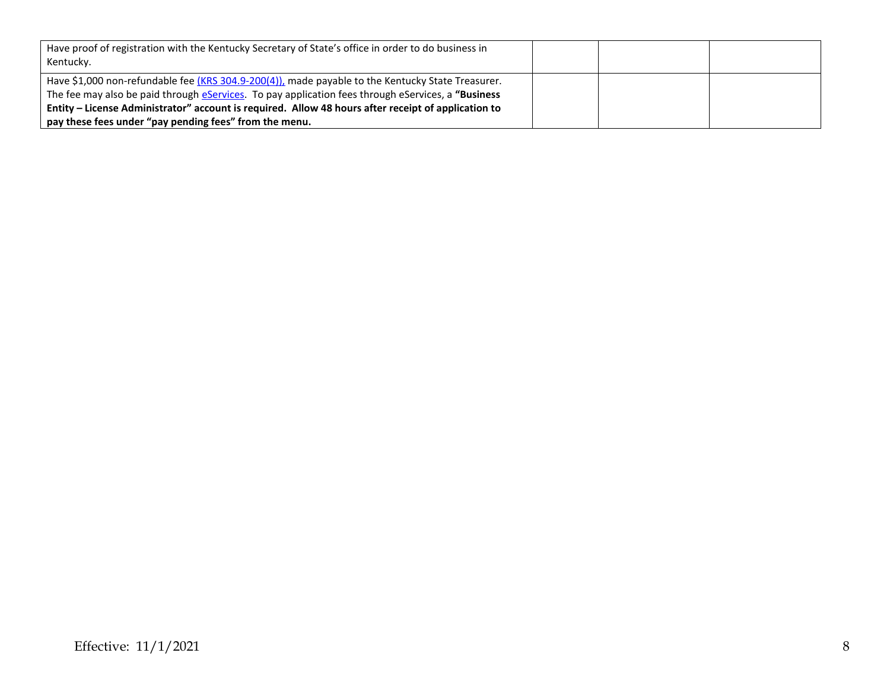| | | | |
|---|---|---|---|
| Have proof of registration with the Kentucky Secretary of State's office in order to do business in Kentucky. | | | |
| Have $1,000 non-refundable fee (KRS 304.9-200(4)), made payable to the Kentucky State Treasurer. The fee may also be paid through eServices. To pay application fees through eServices, a **"Business Entity – License Administrator" account is required. Allow 48 hours after receipt of application to pay these fees under "pay pending fees" from the menu.** | | | |

Effective: 11/1/2021